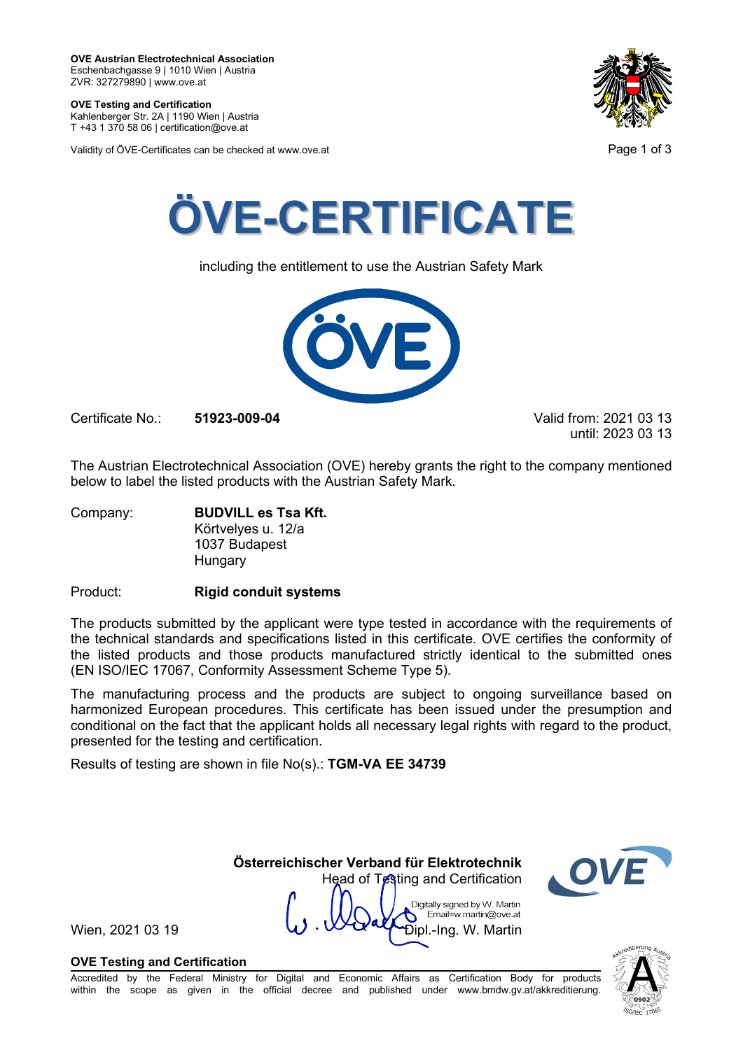**OVE Austrian Electrotechnical Association**
Eschenbachgasse 9 | 1010 Wien | Austria
ZVR: 327279890 | www.ove.at

**OVE Testing and Certification**
Kahlenberger Str. 2A | 1190 Wien | Austria
T +43 1 370 58 06 | certification@ove.at

Validity of ÖVE-Certificates can be checked at www.ove.at

# ÖVE-CERTIFICATE

including the entitlement to use the Austrian Safety Mark

Certificate No.: **51923-009-04**

Valid from: 2021 03 13
until: 2023 03 13

The Austrian Electrotechnical Association (OVE) hereby grants the right to the company mentioned below to label the listed products with the Austrian Safety Mark.

Company: **BUDVILL es Tsa Kft.**
Körtvelyes u. 12/a
1037 Budapest
Hungary

Product: **Rigid conduit systems**

The products submitted by the applicant were type tested in accordance with the requirements of the technical standards and specifications listed in this certificate. OVE certifies the conformity of the listed products and those products manufactured strictly identical to the submitted ones (EN ISO/IEC 17067, Conformity Assessment Scheme Type 5).

The manufacturing process and the products are subject to ongoing surveillance based on harmonized European procedures. This certificate has been issued under the presumption and conditional on the fact that the applicant holds all necessary legal rights with regard to the product, presented for the testing and certification.

Results of testing are shown in file No(s).: **TGM-VA EE 34739**

**Österreichischer Verband für Elektrotechnik**
Head of Testing and Certification

Digitally signed by W. Martin
Email=w.martin@ove.at
Dipl.-Ing. W. Martin

Wien, 2021 03 19

**OVE Testing and Certification**
Accredited by the Federal Ministry for Digital and Economic Affairs as Certification Body for products within the scope as given in the official decree and published under www.bmdw.gv.at/akkreditierung.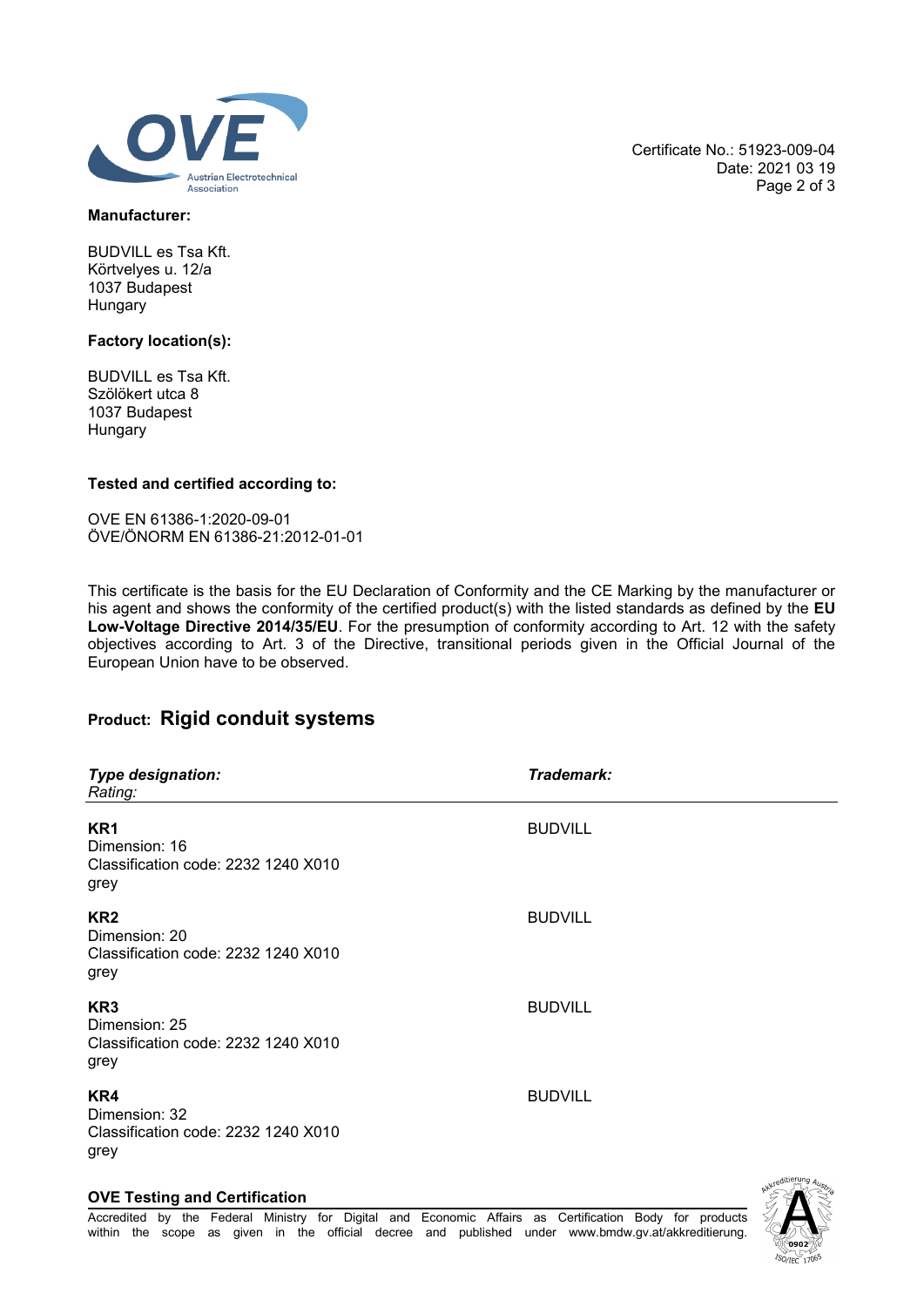Certificate No.: 51923-009-04
Date: 2021 03 19

**Manufacturer:**

BUDVILL es Tsa Kft.
Körtvelyes u. 12/a
1037 Budapest
Hungary

**Factory location(s):**

BUDVILL es Tsa Kft.
Szölökert utca 8
1037 Budapest
Hungary

**Tested and certified according to:**

OVE EN 61386-1:2020-09-01
ÖVE/ÖNORM EN 61386-21:2012-01-01

This certificate is the basis for the EU Declaration of Conformity and the CE Marking by the manufacturer or his agent and shows the conformity of the certified product(s) with the listed standards as defined by the **EU Low-Voltage Directive 2014/35/EU**. For the presumption of conformity according to Art. 12 with the safety objectives according to Art. 3 of the Directive, transitional periods given in the Official Journal of the European Union have to be observed.

## Product: Rigid conduit systems

| ***Type designation:*** *Rating:* | ***Trademark:*** |
|---|---|
| **KR1** Dimension: 16 Classification code: 2232 1240 X010 grey | BUDVILL |
| **KR2** Dimension: 20 Classification code: 2232 1240 X010 grey | BUDVILL |
| **KR3** Dimension: 25 Classification code: 2232 1240 X010 grey | BUDVILL |
| **KR4** Dimension: 32 Classification code: 2232 1240 X010 grey | BUDVILL |

**OVE Testing and Certification**

Accredited by the Federal Ministry for Digital and Economic Affairs as Certification Body for products within the scope as given in the official decree and published under www.bmdw.gv.at/akkreditierung.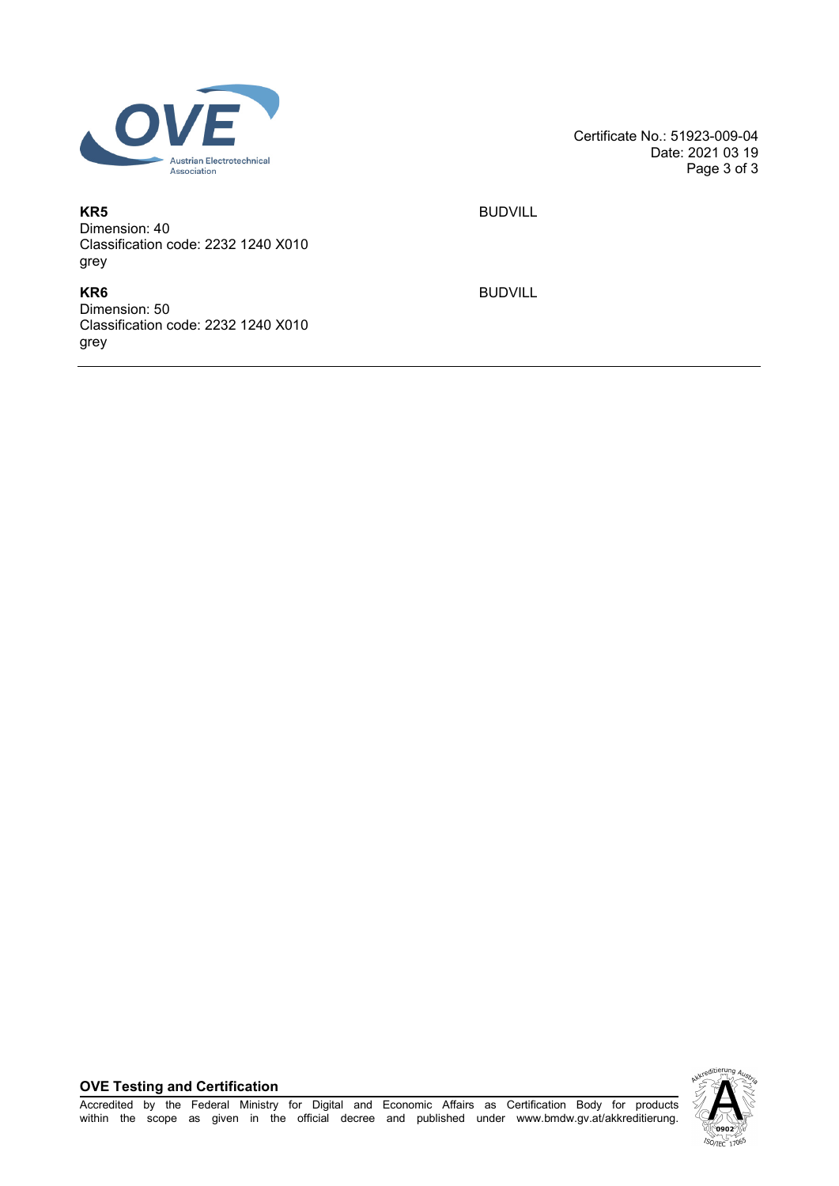**KR5**
Dimension: 40
Classification code: 2232 1240 X010
grey

BUDVILL

**KR6**
Dimension: 50
Classification code: 2232 1240 X010
grey

BUDVILL

---

**OVE Testing and Certification**

Accredited by the Federal Ministry for Digital and Economic Affairs as Certification Body for products within the scope as given in the official decree and published under www.bmdw.gv.at/akkreditierung.